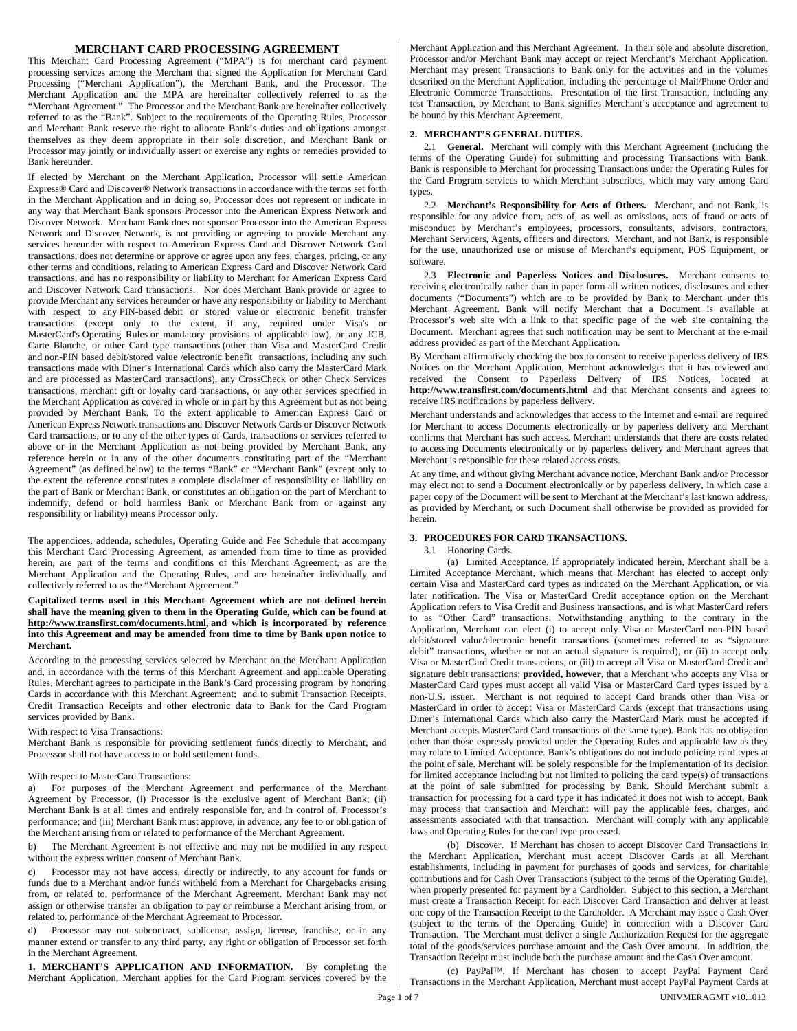# MERCHANT CARD PROCESSING AGREEMENT

This Merchant Card Processing Agreement ("MPA") is for merchant card payment processing services among the Merchant that signed the Application for Merchant Card Processing ("Merchant Application"), the Merchant Bank, and the Processor. The Merchant Application and the MPA are hereinafter collectively referred to as the "Merchant Agreement." The Processor and the Merchant Bank are hereinafter collectively referred to as the "Bank". Subject to the requirements of the Operating Rules, Processor and Merchant Bank reserve the right to allocate Bank's duties and obligations amongst themselves as they deem appropriate in their sole discretion, and Merchant Bank or Processor may jointly or individually assert or exercise any rights or remedies provided to Bank hereunder.

If elected by Merchant on the Merchant Application, Processor will settle American Express® Card and Discover® Network transactions in accordance with the terms set forth in the Merchant Application and in doing so, Processor does not represent or indicate in any way that Merchant Bank sponsors Processor into the American Express Network and Discover Network. Merchant Bank does not sponsor Processor into the American Express Network and Discover Network, is not providing or agreeing to provide Merchant any services hereunder with respect to American Express Card and Discover Network Card transactions, does not determine or approve or agree upon any fees, charges, pricing, or any other terms and conditions, relating to American Express Card and Discover Network Card transactions, and has no responsibility or liability to Merchant for American Express Card and Discover Network Card transactions. Nor does Merchant Bank provide or agree to provide Merchant any services hereunder or have any responsibility or liability to Merchant with respect to any PIN-based debit or stored value or electronic benefit transfer transactions (except only to the extent, if any, required under Visa's or MasterCard's Operating Rules or mandatory provisions of applicable law), or any JCB, Carte Blanche, or other Card type transactions (other than Visa and MasterCard Credit and non-PIN based debit/stored value /electronic benefit transactions, including any such transactions made with Diner's International Cards which also carry the MasterCard Mark and are processed as MasterCard transactions), any CrossCheck or other Check Services transactions, merchant gift or loyalty card transactions, or any other services specified in the Merchant Application as covered in whole or in part by this Agreement but as not being provided by Merchant Bank. To the extent applicable to American Express Card or American Express Network transactions and Discover Network Cards or Discover Network Card transactions, or to any of the other types of Cards, transactions or services referred to above or in the Merchant Application as not being provided by Merchant Bank, any reference herein or in any of the other documents constituting part of the "Merchant Agreement" (as defined below) to the terms "Bank" or "Merchant Bank" (except only to the extent the reference constitutes a complete disclaimer of responsibility or liability on the part of Bank or Merchant Bank, or constitutes an obligation on the part of Merchant to indemnify, defend or hold harmless Bank or Merchant Bank from or against any responsibility or liability) means Processor only.

The appendices, addenda, schedules, Operating Guide and Fee Schedule that accompany this Merchant Card Processing Agreement, as amended from time to time as provided herein, are part of the terms and conditions of this Merchant Agreement, as are the Merchant Application and the Operating Rules, and are hereinafter individually and collectively referred to as the "Merchant Agreement."

**Capitalized terms used in this Merchant Agreement which are not defined herein shall have the meaning given to them in the Operating Guide, which can be found at http://www.transfirst.com/documents.html, and which is incorporated by reference into this Agreement and may be amended from time to time by Bank upon notice to Merchant.**

According to the processing services selected by Merchant on the Merchant Application and, in accordance with the terms of this Merchant Agreement and applicable Operating Rules, Merchant agrees to participate in the Bank's Card processing program by honoring Cards in accordance with this Merchant Agreement; and to submit Transaction Receipts, Credit Transaction Receipts and other electronic data to Bank for the Card Program services provided by Bank.

With respect to Visa Transactions:
Merchant Bank is responsible for providing settlement funds directly to Merchant, and Processor shall not have access to or hold settlement funds.

With respect to MasterCard Transactions:

a) For purposes of the Merchant Agreement and performance of the Merchant Agreement by Processor, (i) Processor is the exclusive agent of Merchant Bank; (ii) Merchant Bank is at all times and entirely responsible for, and in control of, Processor's performance; and (iii) Merchant Bank must approve, in advance, any fee to or obligation of the Merchant arising from or related to performance of the Merchant Agreement.

b) The Merchant Agreement is not effective and may not be modified in any respect without the express written consent of Merchant Bank.

c) Processor may not have access, directly or indirectly, to any account for funds or funds due to a Merchant and/or funds withheld from a Merchant for Chargebacks arising from, or related to, performance of the Merchant Agreement. Merchant Bank may not assign or otherwise transfer an obligation to pay or reimburse a Merchant arising from, or related to, performance of the Merchant Agreement to Processor.

d) Processor may not subcontract, sublicense, assign, license, franchise, or in any manner extend or transfer to any third party, any right or obligation of Processor set forth in the Merchant Agreement.

**1. MERCHANT'S APPLICATION AND INFORMATION.** By completing the Merchant Application, Merchant applies for the Card Program services covered by the Merchant Application and this Merchant Agreement. In their sole and absolute discretion, Processor and/or Merchant Bank may accept or reject Merchant's Merchant Application. Merchant may present Transactions to Bank only for the activities and in the volumes described on the Merchant Application, including the percentage of Mail/Phone Order and Electronic Commerce Transactions. Presentation of the first Transaction, including any test Transaction, by Merchant to Bank signifies Merchant's acceptance and agreement to be bound by this Merchant Agreement.

## 2. MERCHANT'S GENERAL DUTIES.

2.1 **General.** Merchant will comply with this Merchant Agreement (including the terms of the Operating Guide) for submitting and processing Transactions with Bank. Bank is responsible to Merchant for processing Transactions under the Operating Rules for the Card Program services to which Merchant subscribes, which may vary among Card types.

2.2 **Merchant's Responsibility for Acts of Others.** Merchant, and not Bank, is responsible for any advice from, acts of, as well as omissions, acts of fraud or acts of misconduct by Merchant's employees, processors, consultants, advisors, contractors, Merchant Servicers, Agents, officers and directors. Merchant, and not Bank, is responsible for the use, unauthorized use or misuse of Merchant's equipment, POS Equipment, or software.

2.3 **Electronic and Paperless Notices and Disclosures.** Merchant consents to receiving electronically rather than in paper form all written notices, disclosures and other documents ("Documents") which are to be provided by Bank to Merchant under this Merchant Agreement. Bank will notify Merchant that a Document is available at Processor's web site with a link to that specific page of the web site containing the Document. Merchant agrees that such notification may be sent to Merchant at the e-mail address provided as part of the Merchant Application.

By Merchant affirmatively checking the box to consent to receive paperless delivery of IRS Notices on the Merchant Application, Merchant acknowledges that it has reviewed and received the Consent to Paperless Delivery of IRS Notices, located at **http://www.transfirst.com/documents.html** and that Merchant consents and agrees to receive IRS notifications by paperless delivery.

Merchant understands and acknowledges that access to the Internet and e-mail are required for Merchant to access Documents electronically or by paperless delivery and Merchant confirms that Merchant has such access. Merchant understands that there are costs related to accessing Documents electronically or by paperless delivery and Merchant agrees that Merchant is responsible for these related access costs.

At any time, and without giving Merchant advance notice, Merchant Bank and/or Processor may elect not to send a Document electronically or by paperless delivery, in which case a paper copy of the Document will be sent to Merchant at the Merchant's last known address, as provided by Merchant, or such Document shall otherwise be provided as provided for herein.

## 3. PROCEDURES FOR CARD TRANSACTIONS.

3.1 Honoring Cards.

(a) Limited Acceptance. If appropriately indicated herein, Merchant shall be a Limited Acceptance Merchant, which means that Merchant has elected to accept only certain Visa and MasterCard card types as indicated on the Merchant Application, or via later notification. The Visa or MasterCard Credit acceptance option on the Merchant Application refers to Visa Credit and Business transactions, and is what MasterCard refers to as "Other Card" transactions. Notwithstanding anything to the contrary in the Application, Merchant can elect (i) to accept only Visa or MasterCard non-PIN based debit/stored value/electronic benefit transactions (sometimes referred to as "signature debit" transactions, whether or not an actual signature is required), or (ii) to accept only Visa or MasterCard Credit transactions, or (iii) to accept all Visa or MasterCard Credit and signature debit transactions; **provided, however**, that a Merchant who accepts any Visa or MasterCard Card types must accept all valid Visa or MasterCard Card types issued by a non-U.S. issuer. Merchant is not required to accept Card brands other than Visa or MasterCard in order to accept Visa or MasterCard Cards (except that transactions using Diner's International Cards which also carry the MasterCard Mark must be accepted if Merchant accepts MasterCard Card transactions of the same type). Bank has no obligation other than those expressly provided under the Operating Rules and applicable law as they may relate to Limited Acceptance. Bank's obligations do not include policing card types at the point of sale. Merchant will be solely responsible for the implementation of its decision for limited acceptance including but not limited to policing the card type(s) of transactions at the point of sale submitted for processing by Bank. Should Merchant submit a transaction for processing for a card type it has indicated it does not wish to accept, Bank may process that transaction and Merchant will pay the applicable fees, charges, and assessments associated with that transaction. Merchant will comply with any applicable laws and Operating Rules for the card type processed.

(b) Discover. If Merchant has chosen to accept Discover Card Transactions in the Merchant Application, Merchant must accept Discover Cards at all Merchant establishments, including in payment for purchases of goods and services, for charitable contributions and for Cash Over Transactions (subject to the terms of the Operating Guide), when properly presented for payment by a Cardholder. Subject to this section, a Merchant must create a Transaction Receipt for each Discover Card Transaction and deliver at least one copy of the Transaction Receipt to the Cardholder. A Merchant may issue a Cash Over (subject to the terms of the Operating Guide) in connection with a Discover Card Transaction. The Merchant must deliver a single Authorization Request for the aggregate total of the goods/services purchase amount and the Cash Over amount. In addition, the Transaction Receipt must include both the purchase amount and the Cash Over amount.

(c) PayPal™. If Merchant has chosen to accept PayPal Payment Card Transactions in the Merchant Application, Merchant must accept PayPal Payment Cards at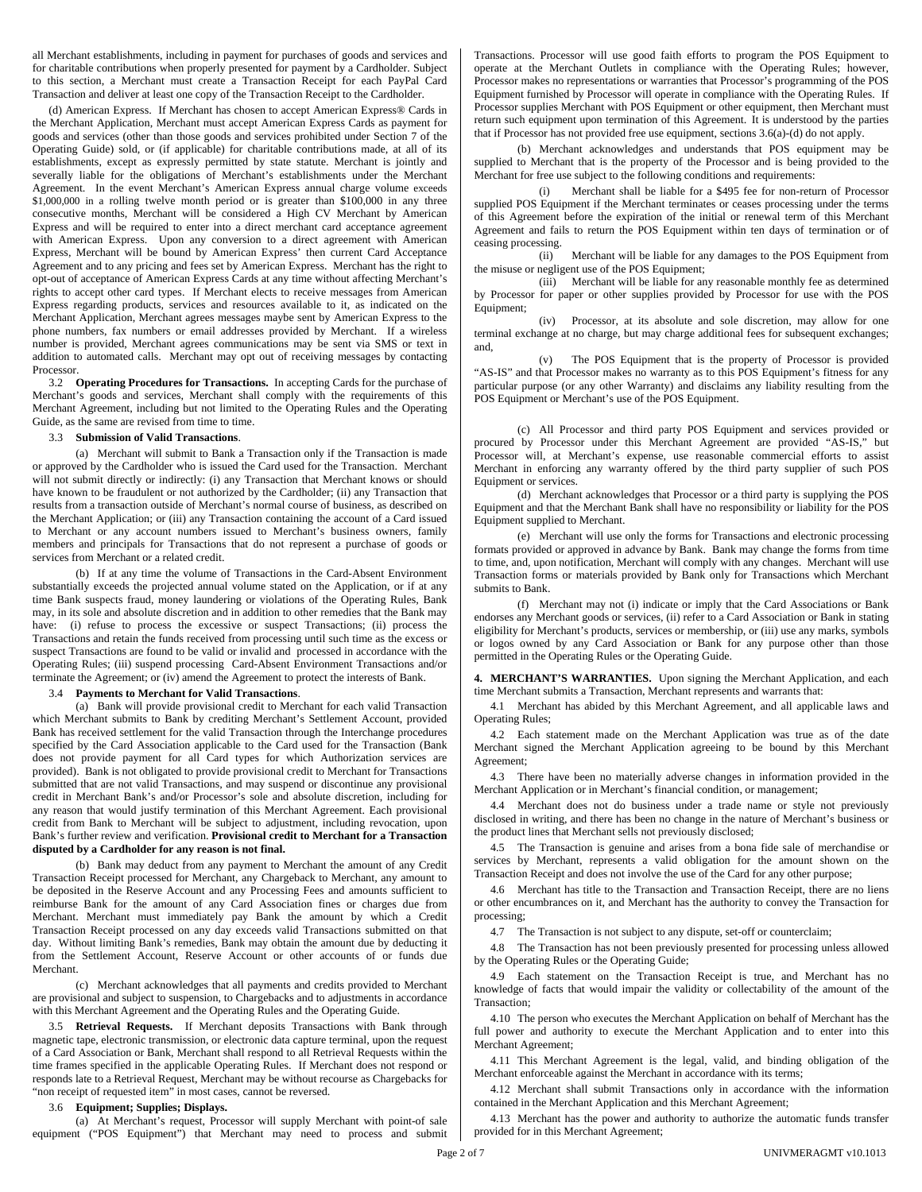all Merchant establishments, including in payment for purchases of goods and services and for charitable contributions when properly presented for payment by a Cardholder. Subject to this section, a Merchant must create a Transaction Receipt for each PayPal Card Transaction and deliver at least one copy of the Transaction Receipt to the Cardholder.

(d) American Express. If Merchant has chosen to accept American Express® Cards in the Merchant Application, Merchant must accept American Express Cards as payment for goods and services (other than those goods and services prohibited under Section 7 of the Operating Guide) sold, or (if applicable) for charitable contributions made, at all of its establishments, except as expressly permitted by state statute. Merchant is jointly and severally liable for the obligations of Merchant's establishments under the Merchant Agreement. In the event Merchant's American Express annual charge volume exceeds $1,000,000 in a rolling twelve month period or is greater than $100,000 in any three consecutive months, Merchant will be considered a High CV Merchant by American Express and will be required to enter into a direct merchant card acceptance agreement with American Express. Upon any conversion to a direct agreement with American Express, Merchant will be bound by American Express' then current Card Acceptance Agreement and to any pricing and fees set by American Express. Merchant has the right to opt-out of acceptance of American Express Cards at any time without affecting Merchant's rights to accept other card types. If Merchant elects to receive messages from American Express regarding products, services and resources available to it, as indicated on the Merchant Application, Merchant agrees messages maybe sent by American Express to the phone numbers, fax numbers or email addresses provided by Merchant. If a wireless number is provided, Merchant agrees communications may be sent via SMS or text in addition to automated calls. Merchant may opt out of receiving messages by contacting Processor.

3.2 **Operating Procedures for Transactions.** In accepting Cards for the purchase of Merchant's goods and services, Merchant shall comply with the requirements of this Merchant Agreement, including but not limited to the Operating Rules and the Operating Guide, as the same are revised from time to time.

3.3 **Submission of Valid Transactions**.

(a) Merchant will submit to Bank a Transaction only if the Transaction is made or approved by the Cardholder who is issued the Card used for the Transaction. Merchant will not submit directly or indirectly: (i) any Transaction that Merchant knows or should have known to be fraudulent or not authorized by the Cardholder; (ii) any Transaction that results from a transaction outside of Merchant's normal course of business, as described on the Merchant Application; or (iii) any Transaction containing the account of a Card issued to Merchant or any account numbers issued to Merchant's business owners, family members and principals for Transactions that do not represent a purchase of goods or services from Merchant or a related credit.

(b) If at any time the volume of Transactions in the Card-Absent Environment substantially exceeds the projected annual volume stated on the Application, or if at any time Bank suspects fraud, money laundering or violations of the Operating Rules, Bank may, in its sole and absolute discretion and in addition to other remedies that the Bank may have: (i) refuse to process the excessive or suspect Transactions; (ii) process the Transactions and retain the funds received from processing until such time as the excess or suspect Transactions are found to be valid or invalid and processed in accordance with the Operating Rules; (iii) suspend processing Card-Absent Environment Transactions and/or terminate the Agreement; or (iv) amend the Agreement to protect the interests of Bank.

3.4 **Payments to Merchant for Valid Transactions**.

(a) Bank will provide provisional credit to Merchant for each valid Transaction which Merchant submits to Bank by crediting Merchant's Settlement Account, provided Bank has received settlement for the valid Transaction through the Interchange procedures specified by the Card Association applicable to the Card used for the Transaction (Bank does not provide payment for all Card types for which Authorization services are provided). Bank is not obligated to provide provisional credit to Merchant for Transactions submitted that are not valid Transactions, and may suspend or discontinue any provisional credit in Merchant Bank's and/or Processor's sole and absolute discretion, including for any reason that would justify termination of this Merchant Agreement. Each provisional credit from Bank to Merchant will be subject to adjustment, including revocation, upon Bank's further review and verification. **Provisional credit to Merchant for a Transaction disputed by a Cardholder for any reason is not final.**

(b) Bank may deduct from any payment to Merchant the amount of any Credit Transaction Receipt processed for Merchant, any Chargeback to Merchant, any amount to be deposited in the Reserve Account and any Processing Fees and amounts sufficient to reimburse Bank for the amount of any Card Association fines or charges due from Merchant. Merchant must immediately pay Bank the amount by which a Credit Transaction Receipt processed on any day exceeds valid Transactions submitted on that day. Without limiting Bank's remedies, Bank may obtain the amount due by deducting it from the Settlement Account, Reserve Account or other accounts of or funds due Merchant.

(c) Merchant acknowledges that all payments and credits provided to Merchant are provisional and subject to suspension, to Chargebacks and to adjustments in accordance with this Merchant Agreement and the Operating Rules and the Operating Guide.

3.5 **Retrieval Requests.** If Merchant deposits Transactions with Bank through magnetic tape, electronic transmission, or electronic data capture terminal, upon the request of a Card Association or Bank, Merchant shall respond to all Retrieval Requests within the time frames specified in the applicable Operating Rules. If Merchant does not respond or responds late to a Retrieval Request, Merchant may be without recourse as Chargebacks for "non receipt of requested item" in most cases, cannot be reversed.

3.6 **Equipment; Supplies; Displays.**

(a) At Merchant's request, Processor will supply Merchant with point-of sale equipment ("POS Equipment") that Merchant may need to process and submit Transactions. Processor will use good faith efforts to program the POS Equipment to operate at the Merchant Outlets in compliance with the Operating Rules; however, Processor makes no representations or warranties that Processor's programming of the POS Equipment furnished by Processor will operate in compliance with the Operating Rules. If Processor supplies Merchant with POS Equipment or other equipment, then Merchant must return such equipment upon termination of this Agreement. It is understood by the parties that if Processor has not provided free use equipment, sections 3.6(a)-(d) do not apply.

(b) Merchant acknowledges and understands that POS equipment may be supplied to Merchant that is the property of the Processor and is being provided to the Merchant for free use subject to the following conditions and requirements:

(i) Merchant shall be liable for a $495 fee for non-return of Processor supplied POS Equipment if the Merchant terminates or ceases processing under the terms of this Agreement before the expiration of the initial or renewal term of this Merchant Agreement and fails to return the POS Equipment within ten days of termination or of ceasing processing.

(ii) Merchant will be liable for any damages to the POS Equipment from the misuse or negligent use of the POS Equipment;

(iii) Merchant will be liable for any reasonable monthly fee as determined by Processor for paper or other supplies provided by Processor for use with the POS Equipment;

(iv) Processor, at its absolute and sole discretion, may allow for one terminal exchange at no charge, but may charge additional fees for subsequent exchanges; and,

(v) The POS Equipment that is the property of Processor is provided "AS-IS" and that Processor makes no warranty as to this POS Equipment's fitness for any particular purpose (or any other Warranty) and disclaims any liability resulting from the POS Equipment or Merchant's use of the POS Equipment.

(c) All Processor and third party POS Equipment and services provided or procured by Processor under this Merchant Agreement are provided "AS-IS," but Processor will, at Merchant's expense, use reasonable commercial efforts to assist Merchant in enforcing any warranty offered by the third party supplier of such POS Equipment or services.

(d) Merchant acknowledges that Processor or a third party is supplying the POS Equipment and that the Merchant Bank shall have no responsibility or liability for the POS Equipment supplied to Merchant.

(e) Merchant will use only the forms for Transactions and electronic processing formats provided or approved in advance by Bank. Bank may change the forms from time to time, and, upon notification, Merchant will comply with any changes. Merchant will use Transaction forms or materials provided by Bank only for Transactions which Merchant submits to Bank.

(f) Merchant may not (i) indicate or imply that the Card Associations or Bank endorses any Merchant goods or services, (ii) refer to a Card Association or Bank in stating eligibility for Merchant's products, services or membership, or (iii) use any marks, symbols or logos owned by any Card Association or Bank for any purpose other than those permitted in the Operating Rules or the Operating Guide.

**4. MERCHANT'S WARRANTIES.** Upon signing the Merchant Application, and each time Merchant submits a Transaction, Merchant represents and warrants that:

4.1 Merchant has abided by this Merchant Agreement, and all applicable laws and Operating Rules;

4.2 Each statement made on the Merchant Application was true as of the date Merchant signed the Merchant Application agreeing to be bound by this Merchant Agreement;

4.3 There have been no materially adverse changes in information provided in the Merchant Application or in Merchant's financial condition, or management;

4.4 Merchant does not do business under a trade name or style not previously disclosed in writing, and there has been no change in the nature of Merchant's business or the product lines that Merchant sells not previously disclosed;

4.5 The Transaction is genuine and arises from a bona fide sale of merchandise or services by Merchant, represents a valid obligation for the amount shown on the Transaction Receipt and does not involve the use of the Card for any other purpose;

4.6 Merchant has title to the Transaction and Transaction Receipt, there are no liens or other encumbrances on it, and Merchant has the authority to convey the Transaction for processing;

4.7 The Transaction is not subject to any dispute, set-off or counterclaim;

4.8 The Transaction has not been previously presented for processing unless allowed by the Operating Rules or the Operating Guide;

4.9 Each statement on the Transaction Receipt is true, and Merchant has no knowledge of facts that would impair the validity or collectability of the amount of the Transaction;

4.10 The person who executes the Merchant Application on behalf of Merchant has the full power and authority to execute the Merchant Application and to enter into this Merchant Agreement;

4.11 This Merchant Agreement is the legal, valid, and binding obligation of the Merchant enforceable against the Merchant in accordance with its terms;

4.12 Merchant shall submit Transactions only in accordance with the information contained in the Merchant Application and this Merchant Agreement;

4.13 Merchant has the power and authority to authorize the automatic funds transfer provided for in this Merchant Agreement;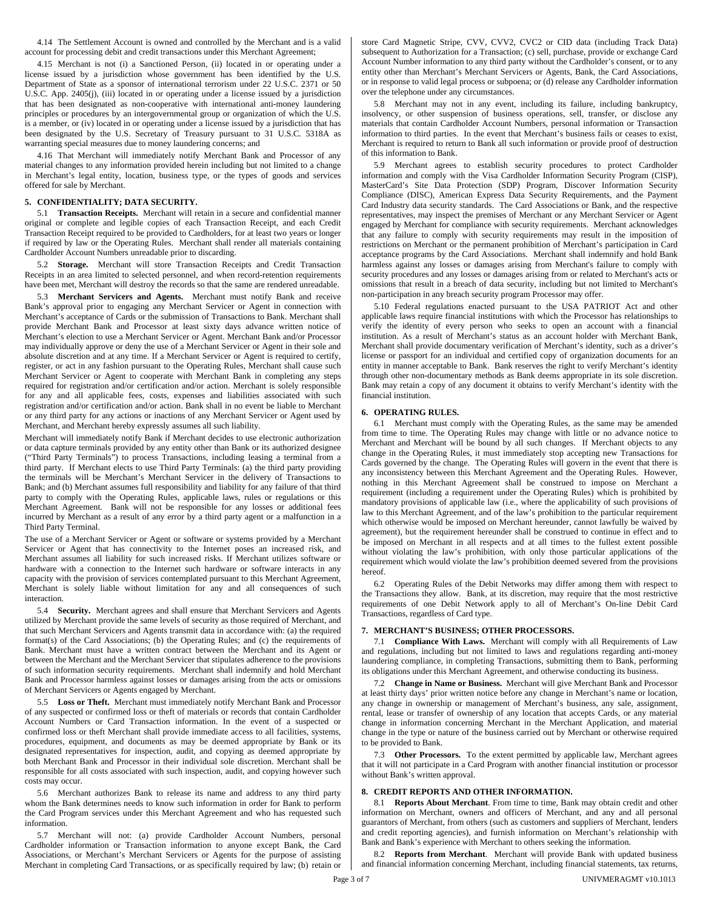4.14 The Settlement Account is owned and controlled by the Merchant and is a valid account for processing debit and credit transactions under this Merchant Agreement;

4.15 Merchant is not (i) a Sanctioned Person, (ii) located in or operating under a license issued by a jurisdiction whose government has been identified by the U.S. Department of State as a sponsor of international terrorism under 22 U.S.C. 2371 or 50 U.S.C. App. 2405(j), (iii) located in or operating under a license issued by a jurisdiction that has been designated as non-cooperative with international anti-money laundering principles or procedures by an intergovernmental group or organization of which the U.S. is a member, or (iv) located in or operating under a license issued by a jurisdiction that has been designated by the U.S. Secretary of Treasury pursuant to 31 U.S.C. 5318A as warranting special measures due to money laundering concerns; and

4.16 That Merchant will immediately notify Merchant Bank and Processor of any material changes to any information provided herein including but not limited to a change in Merchant's legal entity, location, business type, or the types of goods and services offered for sale by Merchant.

## 5. CONFIDENTIALITY; DATA SECURITY.

5.1 **Transaction Receipts.** Merchant will retain in a secure and confidential manner original or complete and legible copies of each Transaction Receipt, and each Credit Transaction Receipt required to be provided to Cardholders, for at least two years or longer if required by law or the Operating Rules. Merchant shall render all materials containing Cardholder Account Numbers unreadable prior to discarding.

5.2 **Storage.** Merchant will store Transaction Receipts and Credit Transaction Receipts in an area limited to selected personnel, and when record-retention requirements have been met, Merchant will destroy the records so that the same are rendered unreadable.

5.3 **Merchant Servicers and Agents.** Merchant must notify Bank and receive Bank's approval prior to engaging any Merchant Servicer or Agent in connection with Merchant's acceptance of Cards or the submission of Transactions to Bank. Merchant shall provide Merchant Bank and Processor at least sixty days advance written notice of Merchant's election to use a Merchant Servicer or Agent. Merchant Bank and/or Processor may individually approve or deny the use of a Merchant Servicer or Agent in their sole and absolute discretion and at any time. If a Merchant Servicer or Agent is required to certify, register, or act in any fashion pursuant to the Operating Rules, Merchant shall cause such Merchant Servicer or Agent to cooperate with Merchant Bank in completing any steps required for registration and/or certification and/or action. Merchant is solely responsible for any and all applicable fees, costs, expenses and liabilities associated with such registration and/or certification and/or action. Bank shall in no event be liable to Merchant or any third party for any actions or inactions of any Merchant Servicer or Agent used by Merchant, and Merchant hereby expressly assumes all such liability.

Merchant will immediately notify Bank if Merchant decides to use electronic authorization or data capture terminals provided by any entity other than Bank or its authorized designee ("Third Party Terminals") to process Transactions, including leasing a terminal from a third party. If Merchant elects to use Third Party Terminals: (a) the third party providing the terminals will be Merchant's Merchant Servicer in the delivery of Transactions to Bank; and (b) Merchant assumes full responsibility and liability for any failure of that third party to comply with the Operating Rules, applicable laws, rules or regulations or this Merchant Agreement. Bank will not be responsible for any losses or additional fees incurred by Merchant as a result of any error by a third party agent or a malfunction in a Third Party Terminal.

The use of a Merchant Servicer or Agent or software or systems provided by a Merchant Servicer or Agent that has connectivity to the Internet poses an increased risk, and Merchant assumes all liability for such increased risks. If Merchant utilizes software or hardware with a connection to the Internet such hardware or software interacts in any capacity with the provision of services contemplated pursuant to this Merchant Agreement, Merchant is solely liable without limitation for any and all consequences of such interaction.

5.4 **Security.** Merchant agrees and shall ensure that Merchant Servicers and Agents utilized by Merchant provide the same levels of security as those required of Merchant, and that such Merchant Servicers and Agents transmit data in accordance with: (a) the required format(s) of the Card Associations; (b) the Operating Rules; and (c) the requirements of Bank. Merchant must have a written contract between the Merchant and its Agent or between the Merchant and the Merchant Servicer that stipulates adherence to the provisions of such information security requirements. Merchant shall indemnify and hold Merchant Bank and Processor harmless against losses or damages arising from the acts or omissions of Merchant Servicers or Agents engaged by Merchant.

5.5 **Loss or Theft.** Merchant must immediately notify Merchant Bank and Processor of any suspected or confirmed loss or theft of materials or records that contain Cardholder Account Numbers or Card Transaction information. In the event of a suspected or confirmed loss or theft Merchant shall provide immediate access to all facilities, systems, procedures, equipment, and documents as may be deemed appropriate by Bank or its designated representatives for inspection, audit, and copying as deemed appropriate by both Merchant Bank and Processor in their individual sole discretion. Merchant shall be responsible for all costs associated with such inspection, audit, and copying however such costs may occur.

5.6 Merchant authorizes Bank to release its name and address to any third party whom the Bank determines needs to know such information in order for Bank to perform the Card Program services under this Merchant Agreement and who has requested such information.

5.7 Merchant will not: (a) provide Cardholder Account Numbers, personal Cardholder information or Transaction information to anyone except Bank, the Card Associations, or Merchant's Merchant Servicers or Agents for the purpose of assisting Merchant in completing Card Transactions, or as specifically required by law; (b) retain or store Card Magnetic Stripe, CVV, CVV2, CVC2 or CID data (including Track Data) subsequent to Authorization for a Transaction; (c) sell, purchase, provide or exchange Card Account Number information to any third party without the Cardholder's consent, or to any entity other than Merchant's Merchant Servicers or Agents, Bank, the Card Associations, or in response to valid legal process or subpoena; or (d) release any Cardholder information over the telephone under any circumstances.

5.8 Merchant may not in any event, including its failure, including bankruptcy, insolvency, or other suspension of business operations, sell, transfer, or disclose any materials that contain Cardholder Account Numbers, personal information or Transaction information to third parties. In the event that Merchant's business fails or ceases to exist, Merchant is required to return to Bank all such information or provide proof of destruction of this information to Bank.

5.9 Merchant agrees to establish security procedures to protect Cardholder information and comply with the Visa Cardholder Information Security Program (CISP), MasterCard's Site Data Protection (SDP) Program, Discover Information Security Compliance (DISC), American Express Data Security Requirements, and the Payment Card Industry data security standards. The Card Associations or Bank, and the respective representatives, may inspect the premises of Merchant or any Merchant Servicer or Agent engaged by Merchant for compliance with security requirements. Merchant acknowledges that any failure to comply with security requirements may result in the imposition of restrictions on Merchant or the permanent prohibition of Merchant's participation in Card acceptance programs by the Card Associations. Merchant shall indemnify and hold Bank harmless against any losses or damages arising from Merchant's failure to comply with security procedures and any losses or damages arising from or related to Merchant's acts or omissions that result in a breach of data security, including but not limited to Merchant's non-participation in any breach security program Processor may offer.

5.10 Federal regulations enacted pursuant to the USA PATRIOT Act and other applicable laws require financial institutions with which the Processor has relationships to verify the identity of every person who seeks to open an account with a financial institution. As a result of Merchant's status as an account holder with Merchant Bank, Merchant shall provide documentary verification of Merchant's identity, such as a driver's license or passport for an individual and certified copy of organization documents for an entity in manner acceptable to Bank. Bank reserves the right to verify Merchant's identity through other non-documentary methods as Bank deems appropriate in its sole discretion. Bank may retain a copy of any document it obtains to verify Merchant's identity with the financial institution.

## 6. OPERATING RULES.

6.1 Merchant must comply with the Operating Rules, as the same may be amended from time to time. The Operating Rules may change with little or no advance notice to Merchant and Merchant will be bound by all such changes. If Merchant objects to any change in the Operating Rules, it must immediately stop accepting new Transactions for Cards governed by the change. The Operating Rules will govern in the event that there is any inconsistency between this Merchant Agreement and the Operating Rules. However, nothing in this Merchant Agreement shall be construed to impose on Merchant a requirement (including a requirement under the Operating Rules) which is prohibited by mandatory provisions of applicable law (i.e., where the applicability of such provisions of law to this Merchant Agreement, and of the law's prohibition to the particular requirement which otherwise would be imposed on Merchant hereunder, cannot lawfully be waived by agreement), but the requirement hereunder shall be construed to continue in effect and to be imposed on Merchant in all respects and at all times to the fullest extent possible without violating the law's prohibition, with only those particular applications of the requirement which would violate the law's prohibition deemed severed from the provisions hereof.

6.2 Operating Rules of the Debit Networks may differ among them with respect to the Transactions they allow. Bank, at its discretion, may require that the most restrictive requirements of one Debit Network apply to all of Merchant's On-line Debit Card Transactions, regardless of Card type.

## 7. MERCHANT'S BUSINESS; OTHER PROCESSORS.

7.1 **Compliance With Laws.** Merchant will comply with all Requirements of Law and regulations, including but not limited to laws and regulations regarding anti-money laundering compliance, in completing Transactions, submitting them to Bank, performing its obligations under this Merchant Agreement, and otherwise conducting its business.

7.2 **Change in Name or Business.** Merchant will give Merchant Bank and Processor at least thirty days' prior written notice before any change in Merchant's name or location, any change in ownership or management of Merchant's business, any sale, assignment, rental, lease or transfer of ownership of any location that accepts Cards, or any material change in information concerning Merchant in the Merchant Application, and material change in the type or nature of the business carried out by Merchant or otherwise required to be provided to Bank.

7.3 **Other Processors.** To the extent permitted by applicable law, Merchant agrees that it will not participate in a Card Program with another financial institution or processor without Bank's written approval.

## 8. CREDIT REPORTS AND OTHER INFORMATION.

8.1 **Reports About Merchant**. From time to time, Bank may obtain credit and other information on Merchant, owners and officers of Merchant, and any and all personal guarantors of Merchant, from others (such as customers and suppliers of Merchant, lenders and credit reporting agencies), and furnish information on Merchant's relationship with Bank and Bank's experience with Merchant to others seeking the information.

8.2 **Reports from Merchant**. Merchant will provide Bank with updated business and financial information concerning Merchant, including financial statements, tax returns,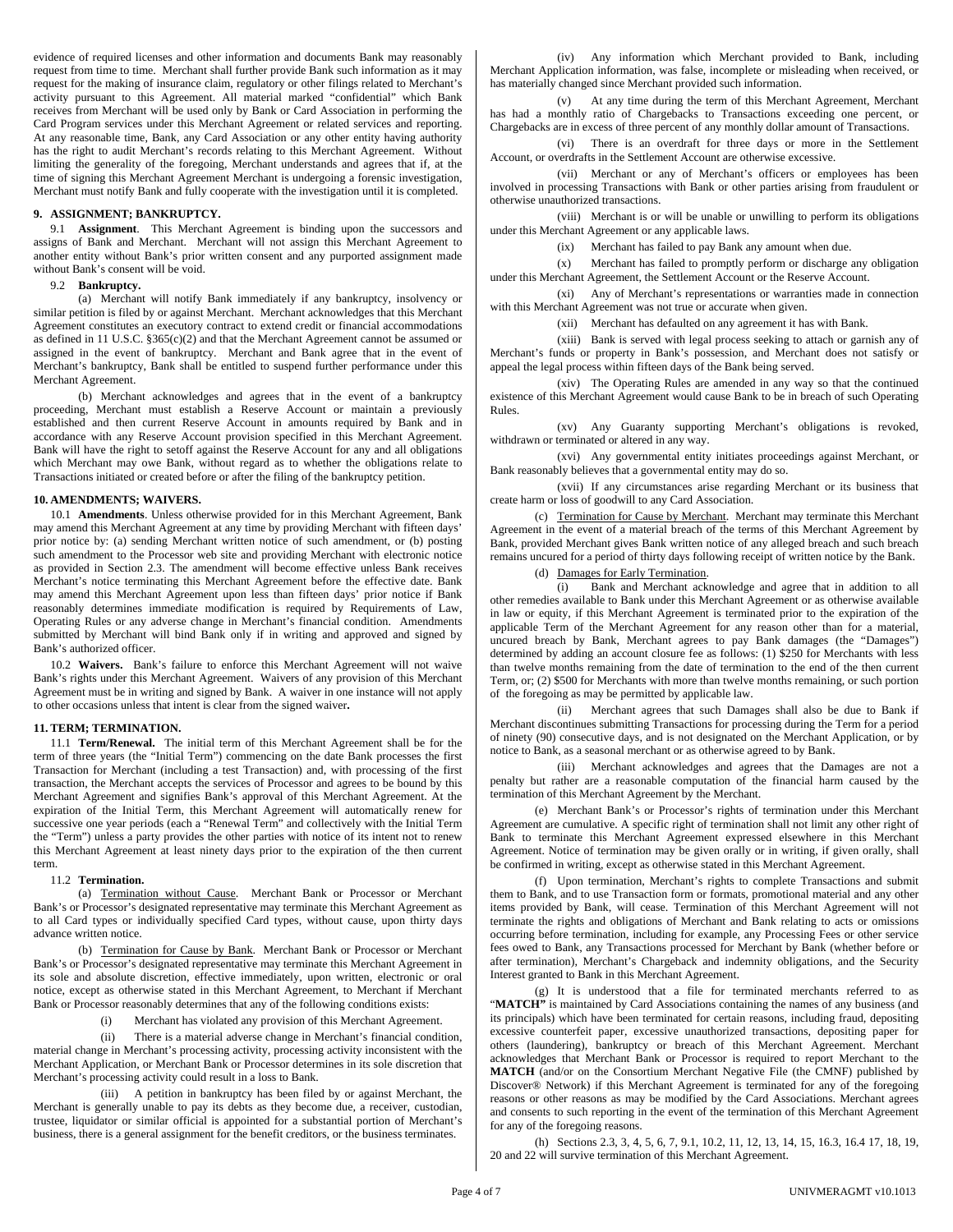evidence of required licenses and other information and documents Bank may reasonably request from time to time. Merchant shall further provide Bank such information as it may request for the making of insurance claim, regulatory or other filings related to Merchant's activity pursuant to this Agreement. All material marked "confidential" which Bank receives from Merchant will be used only by Bank or Card Association in performing the Card Program services under this Merchant Agreement or related services and reporting. At any reasonable time, Bank, any Card Association or any other entity having authority has the right to audit Merchant's records relating to this Merchant Agreement. Without limiting the generality of the foregoing, Merchant understands and agrees that if, at the time of signing this Merchant Agreement Merchant is undergoing a forensic investigation, Merchant must notify Bank and fully cooperate with the investigation until it is completed.

## 9. ASSIGNMENT; BANKRUPTCY.

9.1 **Assignment**. This Merchant Agreement is binding upon the successors and assigns of Bank and Merchant. Merchant will not assign this Merchant Agreement to another entity without Bank's prior written consent and any purported assignment made without Bank's consent will be void.

9.2 **Bankruptcy.**

(a) Merchant will notify Bank immediately if any bankruptcy, insolvency or similar petition is filed by or against Merchant. Merchant acknowledges that this Merchant Agreement constitutes an executory contract to extend credit or financial accommodations as defined in 11 U.S.C. §365(c)(2) and that the Merchant Agreement cannot be assumed or assigned in the event of bankruptcy. Merchant and Bank agree that in the event of Merchant's bankruptcy, Bank shall be entitled to suspend further performance under this Merchant Agreement.

(b) Merchant acknowledges and agrees that in the event of a bankruptcy proceeding, Merchant must establish a Reserve Account or maintain a previously established and then current Reserve Account in amounts required by Bank and in accordance with any Reserve Account provision specified in this Merchant Agreement. Bank will have the right to setoff against the Reserve Account for any and all obligations which Merchant may owe Bank, without regard as to whether the obligations relate to Transactions initiated or created before or after the filing of the bankruptcy petition.

## 10. AMENDMENTS; WAIVERS.

10.1 **Amendments**. Unless otherwise provided for in this Merchant Agreement, Bank may amend this Merchant Agreement at any time by providing Merchant with fifteen days' prior notice by: (a) sending Merchant written notice of such amendment, or (b) posting such amendment to the Processor web site and providing Merchant with electronic notice as provided in Section 2.3. The amendment will become effective unless Bank receives Merchant's notice terminating this Merchant Agreement before the effective date. Bank may amend this Merchant Agreement upon less than fifteen days' prior notice if Bank reasonably determines immediate modification is required by Requirements of Law, Operating Rules or any adverse change in Merchant's financial condition. Amendments submitted by Merchant will bind Bank only if in writing and approved and signed by Bank's authorized officer.

10.2 **Waivers.** Bank's failure to enforce this Merchant Agreement will not waive Bank's rights under this Merchant Agreement. Waivers of any provision of this Merchant Agreement must be in writing and signed by Bank. A waiver in one instance will not apply to other occasions unless that intent is clear from the signed waiver**.**

## 11. TERM; TERMINATION.

11.1 **Term/Renewal.** The initial term of this Merchant Agreement shall be for the term of three years (the "Initial Term") commencing on the date Bank processes the first Transaction for Merchant (including a test Transaction) and, with processing of the first transaction, the Merchant accepts the services of Processor and agrees to be bound by this Merchant Agreement and signifies Bank's approval of this Merchant Agreement. At the expiration of the Initial Term, this Merchant Agreement will automatically renew for successive one year periods (each a "Renewal Term" and collectively with the Initial Term the "Term") unless a party provides the other parties with notice of its intent not to renew this Merchant Agreement at least ninety days prior to the expiration of the then current term.

11.2 **Termination.**

(a) Termination without Cause. Merchant Bank or Processor or Merchant Bank's or Processor's designated representative may terminate this Merchant Agreement as to all Card types or individually specified Card types, without cause, upon thirty days advance written notice.

(b) Termination for Cause by Bank. Merchant Bank or Processor or Merchant Bank's or Processor's designated representative may terminate this Merchant Agreement in its sole and absolute discretion, effective immediately, upon written, electronic or oral notice, except as otherwise stated in this Merchant Agreement, to Merchant if Merchant Bank or Processor reasonably determines that any of the following conditions exist:

(i) Merchant has violated any provision of this Merchant Agreement.

(ii) There is a material adverse change in Merchant's financial condition, material change in Merchant's processing activity, processing activity inconsistent with the Merchant Application, or Merchant Bank or Processor determines in its sole discretion that Merchant's processing activity could result in a loss to Bank.

(iii) A petition in bankruptcy has been filed by or against Merchant, the Merchant is generally unable to pay its debts as they become due, a receiver, custodian, trustee, liquidator or similar official is appointed for a substantial portion of Merchant's business, there is a general assignment for the benefit creditors, or the business terminates.

(iv) Any information which Merchant provided to Bank, including Merchant Application information, was false, incomplete or misleading when received, or has materially changed since Merchant provided such information.

(v) At any time during the term of this Merchant Agreement, Merchant has had a monthly ratio of Chargebacks to Transactions exceeding one percent, or Chargebacks are in excess of three percent of any monthly dollar amount of Transactions.

(vi) There is an overdraft for three days or more in the Settlement Account, or overdrafts in the Settlement Account are otherwise excessive.

(vii) Merchant or any of Merchant's officers or employees has been involved in processing Transactions with Bank or other parties arising from fraudulent or otherwise unauthorized transactions.

(viii) Merchant is or will be unable or unwilling to perform its obligations under this Merchant Agreement or any applicable laws.

(ix) Merchant has failed to pay Bank any amount when due.

(x) Merchant has failed to promptly perform or discharge any obligation under this Merchant Agreement, the Settlement Account or the Reserve Account.

(xi) Any of Merchant's representations or warranties made in connection with this Merchant Agreement was not true or accurate when given.

(xii) Merchant has defaulted on any agreement it has with Bank.

(xiii) Bank is served with legal process seeking to attach or garnish any of Merchant's funds or property in Bank's possession, and Merchant does not satisfy or appeal the legal process within fifteen days of the Bank being served.

(xiv) The Operating Rules are amended in any way so that the continued existence of this Merchant Agreement would cause Bank to be in breach of such Operating Rules.

(xv) Any Guaranty supporting Merchant's obligations is revoked, withdrawn or terminated or altered in any way.

(xvi) Any governmental entity initiates proceedings against Merchant, or Bank reasonably believes that a governmental entity may do so.

(xvii) If any circumstances arise regarding Merchant or its business that create harm or loss of goodwill to any Card Association.

(c) Termination for Cause by Merchant. Merchant may terminate this Merchant Agreement in the event of a material breach of the terms of this Merchant Agreement by Bank, provided Merchant gives Bank written notice of any alleged breach and such breach remains uncured for a period of thirty days following receipt of written notice by the Bank.

(d) Damages for Early Termination.

(i) Bank and Merchant acknowledge and agree that in addition to all other remedies available to Bank under this Merchant Agreement or as otherwise available in law or equity, if this Merchant Agreement is terminated prior to the expiration of the applicable Term of the Merchant Agreement for any reason other than for a material, uncured breach by Bank, Merchant agrees to pay Bank damages (the "Damages") determined by adding an account closure fee as follows: (1) $250 for Merchants with less than twelve months remaining from the date of termination to the end of the then current Term, or; (2) $500 for Merchants with more than twelve months remaining, or such portion of the foregoing as may be permitted by applicable law.

(ii) Merchant agrees that such Damages shall also be due to Bank if Merchant discontinues submitting Transactions for processing during the Term for a period of ninety (90) consecutive days, and is not designated on the Merchant Application, or by notice to Bank, as a seasonal merchant or as otherwise agreed to by Bank.

(iii) Merchant acknowledges and agrees that the Damages are not a penalty but rather are a reasonable computation of the financial harm caused by the termination of this Merchant Agreement by the Merchant.

(e) Merchant Bank's or Processor's rights of termination under this Merchant Agreement are cumulative. A specific right of termination shall not limit any other right of Bank to terminate this Merchant Agreement expressed elsewhere in this Merchant Agreement. Notice of termination may be given orally or in writing, if given orally, shall be confirmed in writing, except as otherwise stated in this Merchant Agreement.

(f) Upon termination, Merchant's rights to complete Transactions and submit them to Bank, and to use Transaction form or formats, promotional material and any other items provided by Bank, will cease. Termination of this Merchant Agreement will not terminate the rights and obligations of Merchant and Bank relating to acts or omissions occurring before termination, including for example, any Processing Fees or other service fees owed to Bank, any Transactions processed for Merchant by Bank (whether before or after termination), Merchant's Chargeback and indemnity obligations, and the Security Interest granted to Bank in this Merchant Agreement.

(g) It is understood that a file for terminated merchants referred to as "**MATCH"** is maintained by Card Associations containing the names of any business (and its principals) which have been terminated for certain reasons, including fraud, depositing excessive counterfeit paper, excessive unauthorized transactions, depositing paper for others (laundering), bankruptcy or breach of this Merchant Agreement. Merchant acknowledges that Merchant Bank or Processor is required to report Merchant to the **MATCH** (and/or on the Consortium Merchant Negative File (the CMNF) published by Discover® Network) if this Merchant Agreement is terminated for any of the foregoing reasons or other reasons as may be modified by the Card Associations. Merchant agrees and consents to such reporting in the event of the termination of this Merchant Agreement for any of the foregoing reasons.

(h) Sections 2.3, 3, 4, 5, 6, 7, 9.1, 10.2, 11, 12, 13, 14, 15, 16.3, 16.4 17, 18, 19, 20 and 22 will survive termination of this Merchant Agreement.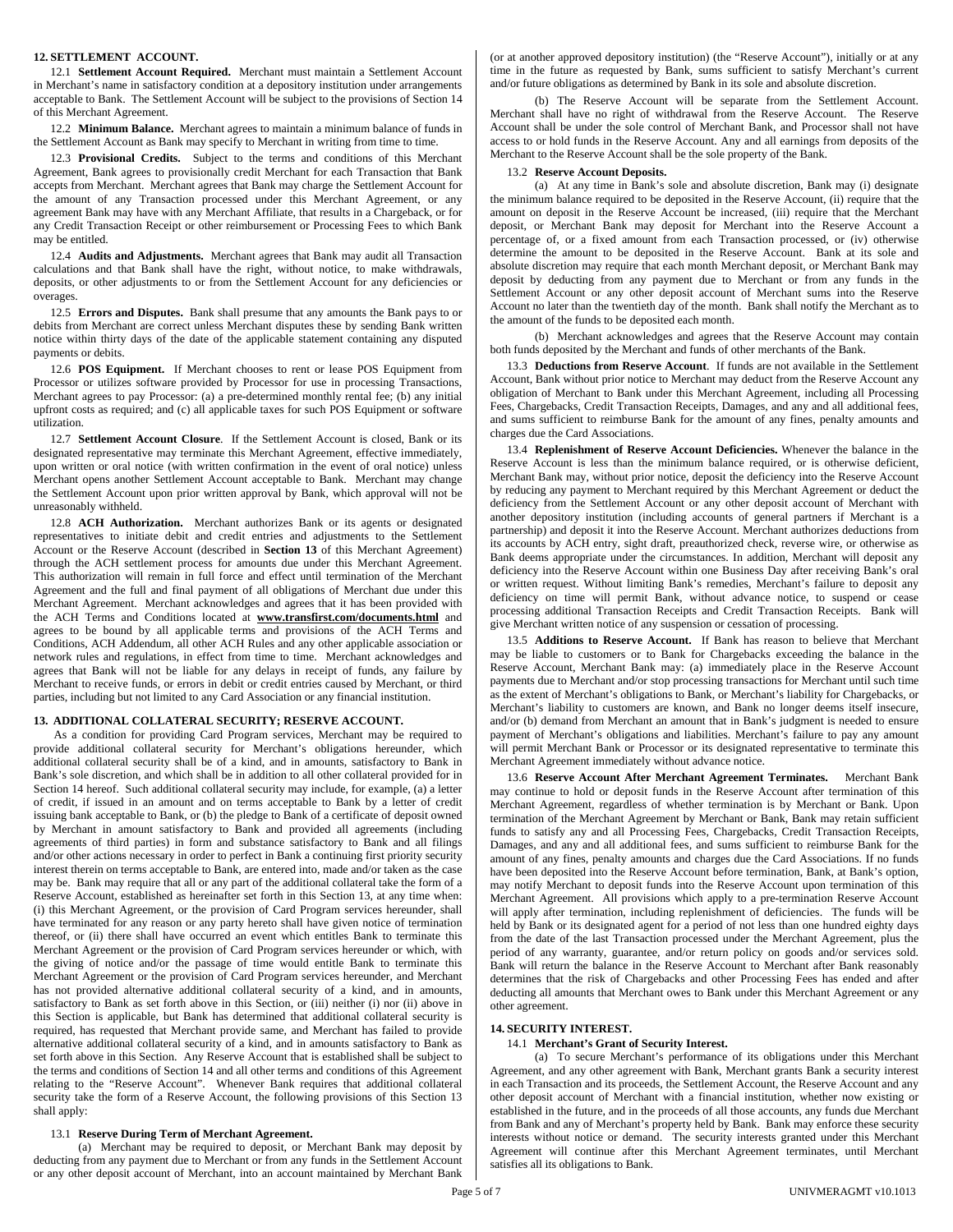## 12. SETTLEMENT ACCOUNT.

12.1 **Settlement Account Required.** Merchant must maintain a Settlement Account in Merchant's name in satisfactory condition at a depository institution under arrangements acceptable to Bank. The Settlement Account will be subject to the provisions of Section 14 of this Merchant Agreement.

12.2 **Minimum Balance.** Merchant agrees to maintain a minimum balance of funds in the Settlement Account as Bank may specify to Merchant in writing from time to time.

12.3 **Provisional Credits.** Subject to the terms and conditions of this Merchant Agreement, Bank agrees to provisionally credit Merchant for each Transaction that Bank accepts from Merchant. Merchant agrees that Bank may charge the Settlement Account for the amount of any Transaction processed under this Merchant Agreement, or any agreement Bank may have with any Merchant Affiliate, that results in a Chargeback, or for any Credit Transaction Receipt or other reimbursement or Processing Fees to which Bank may be entitled.

12.4 **Audits and Adjustments.** Merchant agrees that Bank may audit all Transaction calculations and that Bank shall have the right, without notice, to make withdrawals, deposits, or other adjustments to or from the Settlement Account for any deficiencies or overages.

12.5 **Errors and Disputes.** Bank shall presume that any amounts the Bank pays to or debits from Merchant are correct unless Merchant disputes these by sending Bank written notice within thirty days of the date of the applicable statement containing any disputed payments or debits.

12.6 **POS Equipment.** If Merchant chooses to rent or lease POS Equipment from Processor or utilizes software provided by Processor for use in processing Transactions, Merchant agrees to pay Processor: (a) a pre-determined monthly rental fee; (b) any initial upfront costs as required; and (c) all applicable taxes for such POS Equipment or software utilization.

12.7 **Settlement Account Closure**. If the Settlement Account is closed, Bank or its designated representative may terminate this Merchant Agreement, effective immediately, upon written or oral notice (with written confirmation in the event of oral notice) unless Merchant opens another Settlement Account acceptable to Bank. Merchant may change the Settlement Account upon prior written approval by Bank, which approval will not be unreasonably withheld.

12.8 **ACH Authorization.** Merchant authorizes Bank or its agents or designated representatives to initiate debit and credit entries and adjustments to the Settlement Account or the Reserve Account (described in **Section 13** of this Merchant Agreement) through the ACH settlement process for amounts due under this Merchant Agreement. This authorization will remain in full force and effect until termination of the Merchant Agreement and the full and final payment of all obligations of Merchant due under this Merchant Agreement. Merchant acknowledges and agrees that it has been provided with the ACH Terms and Conditions located at **www.transfirst.com/documents.html** and agrees to be bound by all applicable terms and provisions of the ACH Terms and Conditions, ACH Addendum, all other ACH Rules and any other applicable association or network rules and regulations, in effect from time to time. Merchant acknowledges and agrees that Bank will not be liable for any delays in receipt of funds, any failure by Merchant to receive funds, or errors in debit or credit entries caused by Merchant, or third parties, including but not limited to any Card Association or any financial institution.

## 13. ADDITIONAL COLLATERAL SECURITY; RESERVE ACCOUNT.

As a condition for providing Card Program services, Merchant may be required to provide additional collateral security for Merchant's obligations hereunder, which additional collateral security shall be of a kind, and in amounts, satisfactory to Bank in Bank's sole discretion, and which shall be in addition to all other collateral provided for in Section 14 hereof. Such additional collateral security may include, for example, (a) a letter of credit, if issued in an amount and on terms acceptable to Bank by a letter of credit issuing bank acceptable to Bank, or (b) the pledge to Bank of a certificate of deposit owned by Merchant in amount satisfactory to Bank and provided all agreements (including agreements of third parties) in form and substance satisfactory to Bank and all filings and/or other actions necessary in order to perfect in Bank a continuing first priority security interest therein on terms acceptable to Bank, are entered into, made and/or taken as the case may be. Bank may require that all or any part of the additional collateral take the form of a Reserve Account, established as hereinafter set forth in this Section 13, at any time when: (i) this Merchant Agreement, or the provision of Card Program services hereunder, shall have terminated for any reason or any party hereto shall have given notice of termination thereof, or (ii) there shall have occurred an event which entitles Bank to terminate this Merchant Agreement or the provision of Card Program services hereunder or which, with the giving of notice and/or the passage of time would entitle Bank to terminate this Merchant Agreement or the provision of Card Program services hereunder, and Merchant has not provided alternative additional collateral security of a kind, and in amounts, satisfactory to Bank as set forth above in this Section, or (iii) neither (i) nor (ii) above in this Section is applicable, but Bank has determined that additional collateral security is required, has requested that Merchant provide same, and Merchant has failed to provide alternative additional collateral security of a kind, and in amounts satisfactory to Bank as set forth above in this Section. Any Reserve Account that is established shall be subject to the terms and conditions of Section 14 and all other terms and conditions of this Agreement relating to the "Reserve Account". Whenever Bank requires that additional collateral security take the form of a Reserve Account, the following provisions of this Section 13 shall apply:

13.1 **Reserve During Term of Merchant Agreement.**

(a) Merchant may be required to deposit, or Merchant Bank may deposit by deducting from any payment due to Merchant or from any funds in the Settlement Account or any other deposit account of Merchant, into an account maintained by Merchant Bank (or at another approved depository institution) (the "Reserve Account"), initially or at any time in the future as requested by Bank, sums sufficient to satisfy Merchant's current and/or future obligations as determined by Bank in its sole and absolute discretion.

(b) The Reserve Account will be separate from the Settlement Account. Merchant shall have no right of withdrawal from the Reserve Account. The Reserve Account shall be under the sole control of Merchant Bank, and Processor shall not have access to or hold funds in the Reserve Account. Any and all earnings from deposits of the Merchant to the Reserve Account shall be the sole property of the Bank.

13.2 **Reserve Account Deposits.**

(a) At any time in Bank's sole and absolute discretion, Bank may (i) designate the minimum balance required to be deposited in the Reserve Account, (ii) require that the amount on deposit in the Reserve Account be increased, (iii) require that the Merchant deposit, or Merchant Bank may deposit for Merchant into the Reserve Account a percentage of, or a fixed amount from each Transaction processed, or (iv) otherwise determine the amount to be deposited in the Reserve Account. Bank at its sole and absolute discretion may require that each month Merchant deposit, or Merchant Bank may deposit by deducting from any payment due to Merchant or from any funds in the Settlement Account or any other deposit account of Merchant sums into the Reserve Account no later than the twentieth day of the month. Bank shall notify the Merchant as to the amount of the funds to be deposited each month.

(b) Merchant acknowledges and agrees that the Reserve Account may contain both funds deposited by the Merchant and funds of other merchants of the Bank.

13.3 **Deductions from Reserve Account**. If funds are not available in the Settlement Account, Bank without prior notice to Merchant may deduct from the Reserve Account any obligation of Merchant to Bank under this Merchant Agreement, including all Processing Fees, Chargebacks, Credit Transaction Receipts, Damages, and any and all additional fees, and sums sufficient to reimburse Bank for the amount of any fines, penalty amounts and charges due the Card Associations.

13.4 **Replenishment of Reserve Account Deficiencies.** Whenever the balance in the Reserve Account is less than the minimum balance required, or is otherwise deficient, Merchant Bank may, without prior notice, deposit the deficiency into the Reserve Account by reducing any payment to Merchant required by this Merchant Agreement or deduct the deficiency from the Settlement Account or any other deposit account of Merchant with another depository institution (including accounts of general partners if Merchant is a partnership) and deposit it into the Reserve Account. Merchant authorizes deductions from its accounts by ACH entry, sight draft, preauthorized check, reverse wire, or otherwise as Bank deems appropriate under the circumstances. In addition, Merchant will deposit any deficiency into the Reserve Account within one Business Day after receiving Bank's oral or written request. Without limiting Bank's remedies, Merchant's failure to deposit any deficiency on time will permit Bank, without advance notice, to suspend or cease processing additional Transaction Receipts and Credit Transaction Receipts. Bank will give Merchant written notice of any suspension or cessation of processing.

13.5 **Additions to Reserve Account.** If Bank has reason to believe that Merchant may be liable to customers or to Bank for Chargebacks exceeding the balance in the Reserve Account, Merchant Bank may: (a) immediately place in the Reserve Account payments due to Merchant and/or stop processing transactions for Merchant until such time as the extent of Merchant's obligations to Bank, or Merchant's liability for Chargebacks, or Merchant's liability to customers are known, and Bank no longer deems itself insecure, and/or (b) demand from Merchant an amount that in Bank's judgment is needed to ensure payment of Merchant's obligations and liabilities. Merchant's failure to pay any amount will permit Merchant Bank or Processor or its designated representative to terminate this Merchant Agreement immediately without advance notice.

13.6 **Reserve Account After Merchant Agreement Terminates.** Merchant Bank may continue to hold or deposit funds in the Reserve Account after termination of this Merchant Agreement, regardless of whether termination is by Merchant or Bank. Upon termination of the Merchant Agreement by Merchant or Bank, Bank may retain sufficient funds to satisfy any and all Processing Fees, Chargebacks, Credit Transaction Receipts, Damages, and any and all additional fees, and sums sufficient to reimburse Bank for the amount of any fines, penalty amounts and charges due the Card Associations. If no funds have been deposited into the Reserve Account before termination, Bank, at Bank's option, may notify Merchant to deposit funds into the Reserve Account upon termination of this Merchant Agreement. All provisions which apply to a pre-termination Reserve Account will apply after termination, including replenishment of deficiencies. The funds will be held by Bank or its designated agent for a period of not less than one hundred eighty days from the date of the last Transaction processed under the Merchant Agreement, plus the period of any warranty, guarantee, and/or return policy on goods and/or services sold. Bank will return the balance in the Reserve Account to Merchant after Bank reasonably determines that the risk of Chargebacks and other Processing Fees has ended and after deducting all amounts that Merchant owes to Bank under this Merchant Agreement or any other agreement.

## 14. SECURITY INTEREST.

14.1 **Merchant's Grant of Security Interest.**

(a) To secure Merchant's performance of its obligations under this Merchant Agreement, and any other agreement with Bank, Merchant grants Bank a security interest in each Transaction and its proceeds, the Settlement Account, the Reserve Account and any other deposit account of Merchant with a financial institution, whether now existing or established in the future, and in the proceeds of all those accounts, any funds due Merchant from Bank and any of Merchant's property held by Bank. Bank may enforce these security interests without notice or demand. The security interests granted under this Merchant Agreement will continue after this Merchant Agreement terminates, until Merchant satisfies all its obligations to Bank.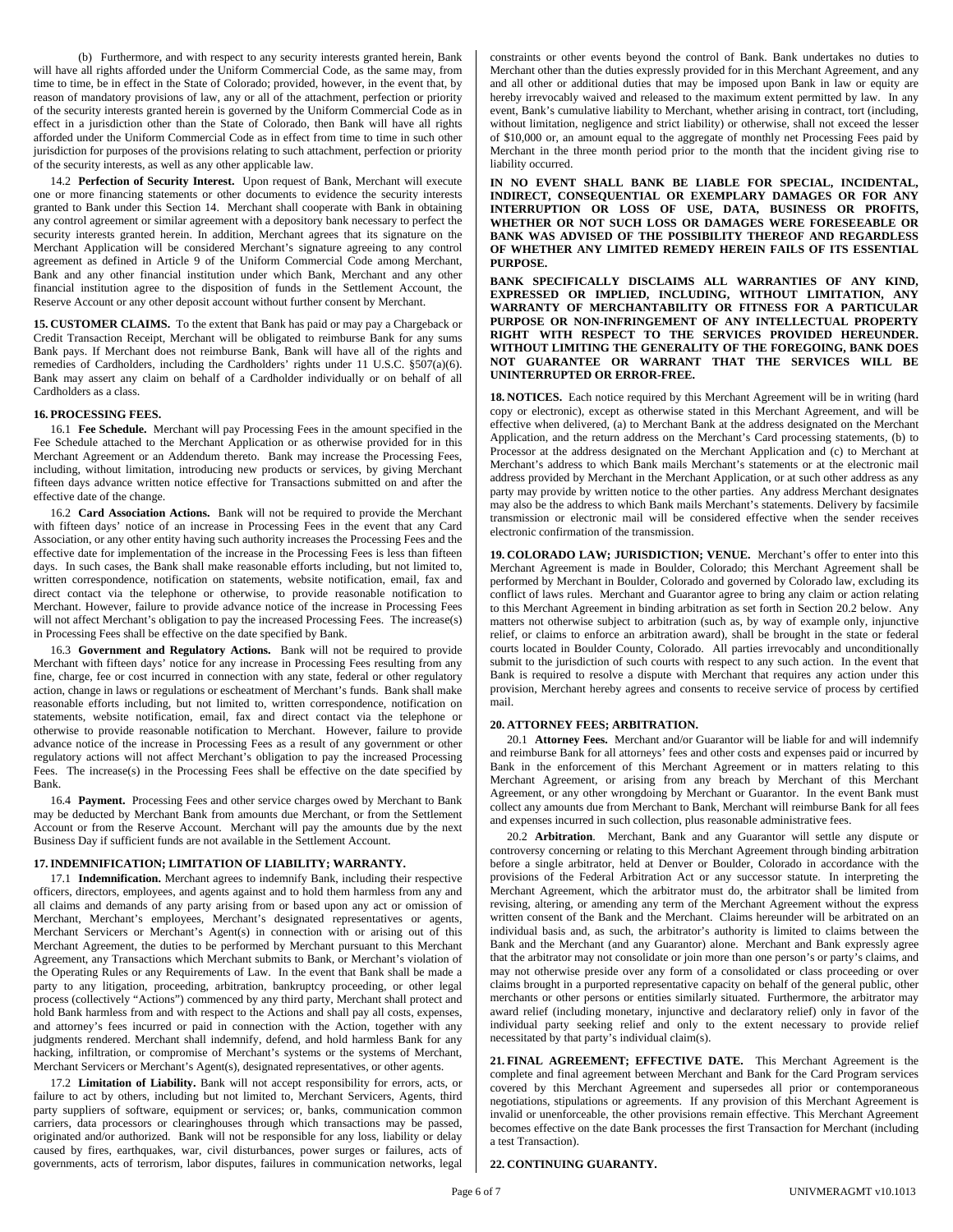(b) Furthermore, and with respect to any security interests granted herein, Bank will have all rights afforded under the Uniform Commercial Code, as the same may, from time to time, be in effect in the State of Colorado; provided, however, in the event that, by reason of mandatory provisions of law, any or all of the attachment, perfection or priority of the security interests granted herein is governed by the Uniform Commercial Code as in effect in a jurisdiction other than the State of Colorado, then Bank will have all rights afforded under the Uniform Commercial Code as in effect from time to time in such other jurisdiction for purposes of the provisions relating to such attachment, perfection or priority of the security interests, as well as any other applicable law.

14.2 **Perfection of Security Interest.** Upon request of Bank, Merchant will execute one or more financing statements or other documents to evidence the security interests granted to Bank under this Section 14. Merchant shall cooperate with Bank in obtaining any control agreement or similar agreement with a depository bank necessary to perfect the security interests granted herein. In addition, Merchant agrees that its signature on the Merchant Application will be considered Merchant's signature agreeing to any control agreement as defined in Article 9 of the Uniform Commercial Code among Merchant, Bank and any other financial institution under which Bank, Merchant and any other financial institution agree to the disposition of funds in the Settlement Account, the Reserve Account or any other deposit account without further consent by Merchant.

**15. CUSTOMER CLAIMS.** To the extent that Bank has paid or may pay a Chargeback or Credit Transaction Receipt, Merchant will be obligated to reimburse Bank for any sums Bank pays. If Merchant does not reimburse Bank, Bank will have all of the rights and remedies of Cardholders, including the Cardholders' rights under 11 U.S.C. §507(a)(6). Bank may assert any claim on behalf of a Cardholder individually or on behalf of all Cardholders as a class.

**16. PROCESSING FEES.**

16.1 **Fee Schedule.** Merchant will pay Processing Fees in the amount specified in the Fee Schedule attached to the Merchant Application or as otherwise provided for in this Merchant Agreement or an Addendum thereto. Bank may increase the Processing Fees, including, without limitation, introducing new products or services, by giving Merchant fifteen days advance written notice effective for Transactions submitted on and after the effective date of the change.

16.2 **Card Association Actions.** Bank will not be required to provide the Merchant with fifteen days' notice of an increase in Processing Fees in the event that any Card Association, or any other entity having such authority increases the Processing Fees and the effective date for implementation of the increase in the Processing Fees is less than fifteen days. In such cases, the Bank shall make reasonable efforts including, but not limited to, written correspondence, notification on statements, website notification, email, fax and direct contact via the telephone or otherwise, to provide reasonable notification to Merchant. However, failure to provide advance notice of the increase in Processing Fees will not affect Merchant's obligation to pay the increased Processing Fees. The increase(s) in Processing Fees shall be effective on the date specified by Bank.

16.3 **Government and Regulatory Actions.** Bank will not be required to provide Merchant with fifteen days' notice for any increase in Processing Fees resulting from any fine, charge, fee or cost incurred in connection with any state, federal or other regulatory action, change in laws or regulations or escheatment of Merchant's funds. Bank shall make reasonable efforts including, but not limited to, written correspondence, notification on statements, website notification, email, fax and direct contact via the telephone or otherwise to provide reasonable notification to Merchant. However, failure to provide advance notice of the increase in Processing Fees as a result of any government or other regulatory actions will not affect Merchant's obligation to pay the increased Processing Fees. The increase(s) in the Processing Fees shall be effective on the date specified by Bank.

16.4 **Payment.** Processing Fees and other service charges owed by Merchant to Bank may be deducted by Merchant Bank from amounts due Merchant, or from the Settlement Account or from the Reserve Account. Merchant will pay the amounts due by the next Business Day if sufficient funds are not available in the Settlement Account.

**17. INDEMNIFICATION; LIMITATION OF LIABILITY; WARRANTY.**

17.1 **Indemnification.** Merchant agrees to indemnify Bank, including their respective officers, directors, employees, and agents against and to hold them harmless from any and all claims and demands of any party arising from or based upon any act or omission of Merchant, Merchant's employees, Merchant's designated representatives or agents, Merchant Servicers or Merchant's Agent(s) in connection with or arising out of this Merchant Agreement, the duties to be performed by Merchant pursuant to this Merchant Agreement, any Transactions which Merchant submits to Bank, or Merchant's violation of the Operating Rules or any Requirements of Law. In the event that Bank shall be made a party to any litigation, proceeding, arbitration, bankruptcy proceeding, or other legal process (collectively "Actions") commenced by any third party, Merchant shall protect and hold Bank harmless from and with respect to the Actions and shall pay all costs, expenses, and attorney's fees incurred or paid in connection with the Action, together with any judgments rendered. Merchant shall indemnify, defend, and hold harmless Bank for any hacking, infiltration, or compromise of Merchant's systems or the systems of Merchant, Merchant Servicers or Merchant's Agent(s), designated representatives, or other agents.

17.2 **Limitation of Liability.** Bank will not accept responsibility for errors, acts, or failure to act by others, including but not limited to, Merchant Servicers, Agents, third party suppliers of software, equipment or services; or, banks, communication common carriers, data processors or clearinghouses through which transactions may be passed, originated and/or authorized. Bank will not be responsible for any loss, liability or delay caused by fires, earthquakes, war, civil disturbances, power surges or failures, acts of governments, acts of terrorism, labor disputes, failures in communication networks, legal constraints or other events beyond the control of Bank. Bank undertakes no duties to Merchant other than the duties expressly provided for in this Merchant Agreement, and any and all other or additional duties that may be imposed upon Bank in law or equity are hereby irrevocably waived and released to the maximum extent permitted by law. In any event, Bank's cumulative liability to Merchant, whether arising in contract, tort (including, without limitation, negligence and strict liability) or otherwise, shall not exceed the lesser of $10,000 or, an amount equal to the aggregate of monthly net Processing Fees paid by Merchant in the three month period prior to the month that the incident giving rise to liability occurred.

**IN NO EVENT SHALL BANK BE LIABLE FOR SPECIAL, INCIDENTAL, INDIRECT, CONSEQUENTIAL OR EXEMPLARY DAMAGES OR FOR ANY INTERRUPTION OR LOSS OF USE, DATA, BUSINESS OR PROFITS, WHETHER OR NOT SUCH LOSS OR DAMAGES WERE FORESEEABLE OR BANK WAS ADVISED OF THE POSSIBILITY THEREOF AND REGARDLESS OF WHETHER ANY LIMITED REMEDY HEREIN FAILS OF ITS ESSENTIAL PURPOSE.**

**BANK SPECIFICALLY DISCLAIMS ALL WARRANTIES OF ANY KIND, EXPRESSED OR IMPLIED, INCLUDING, WITHOUT LIMITATION, ANY WARRANTY OF MERCHANTABILITY OR FITNESS FOR A PARTICULAR PURPOSE OR NON-INFRINGEMENT OF ANY INTELLECTUAL PROPERTY RIGHT WITH RESPECT TO THE SERVICES PROVIDED HEREUNDER. WITHOUT LIMITING THE GENERALITY OF THE FOREGOING, BANK DOES NOT GUARANTEE OR WARRANT THAT THE SERVICES WILL BE UNINTERRUPTED OR ERROR-FREE.**

**18. NOTICES.** Each notice required by this Merchant Agreement will be in writing (hard copy or electronic), except as otherwise stated in this Merchant Agreement, and will be effective when delivered, (a) to Merchant Bank at the address designated on the Merchant Application, and the return address on the Merchant's Card processing statements, (b) to Processor at the address designated on the Merchant Application and (c) to Merchant at Merchant's address to which Bank mails Merchant's statements or at the electronic mail address provided by Merchant in the Merchant Application, or at such other address as any party may provide by written notice to the other parties. Any address Merchant designates may also be the address to which Bank mails Merchant's statements. Delivery by facsimile transmission or electronic mail will be considered effective when the sender receives electronic confirmation of the transmission.

**19. COLORADO LAW; JURISDICTION; VENUE.** Merchant's offer to enter into this Merchant Agreement is made in Boulder, Colorado; this Merchant Agreement shall be performed by Merchant in Boulder, Colorado and governed by Colorado law, excluding its conflict of laws rules. Merchant and Guarantor agree to bring any claim or action relating to this Merchant Agreement in binding arbitration as set forth in Section 20.2 below. Any matters not otherwise subject to arbitration (such as, by way of example only, injunctive relief, or claims to enforce an arbitration award), shall be brought in the state or federal courts located in Boulder County, Colorado. All parties irrevocably and unconditionally submit to the jurisdiction of such courts with respect to any such action. In the event that Bank is required to resolve a dispute with Merchant that requires any action under this provision, Merchant hereby agrees and consents to receive service of process by certified mail.

**20. ATTORNEY FEES; ARBITRATION.**

20.1 **Attorney Fees.** Merchant and/or Guarantor will be liable for and will indemnify and reimburse Bank for all attorneys' fees and other costs and expenses paid or incurred by Bank in the enforcement of this Merchant Agreement or in matters relating to this Merchant Agreement, or arising from any breach by Merchant of this Merchant Agreement, or any other wrongdoing by Merchant or Guarantor. In the event Bank must collect any amounts due from Merchant to Bank, Merchant will reimburse Bank for all fees and expenses incurred in such collection, plus reasonable administrative fees.

20.2 **Arbitration**. Merchant, Bank and any Guarantor will settle any dispute or controversy concerning or relating to this Merchant Agreement through binding arbitration before a single arbitrator, held at Denver or Boulder, Colorado in accordance with the provisions of the Federal Arbitration Act or any successor statute. In interpreting the Merchant Agreement, which the arbitrator must do, the arbitrator shall be limited from revising, altering, or amending any term of the Merchant Agreement without the express written consent of the Bank and the Merchant. Claims hereunder will be arbitrated on an individual basis and, as such, the arbitrator's authority is limited to claims between the Bank and the Merchant (and any Guarantor) alone. Merchant and Bank expressly agree that the arbitrator may not consolidate or join more than one person's or party's claims, and may not otherwise preside over any form of a consolidated or class proceeding or over claims brought in a purported representative capacity on behalf of the general public, other merchants or other persons or entities similarly situated. Furthermore, the arbitrator may award relief (including monetary, injunctive and declaratory relief) only in favor of the individual party seeking relief and only to the extent necessary to provide relief necessitated by that party's individual claim(s).

**21. FINAL AGREEMENT; EFFECTIVE DATE.** This Merchant Agreement is the complete and final agreement between Merchant and Bank for the Card Program services covered by this Merchant Agreement and supersedes all prior or contemporaneous negotiations, stipulations or agreements. If any provision of this Merchant Agreement is invalid or unenforceable, the other provisions remain effective. This Merchant Agreement becomes effective on the date Bank processes the first Transaction for Merchant (including a test Transaction).

**22. CONTINUING GUARANTY.**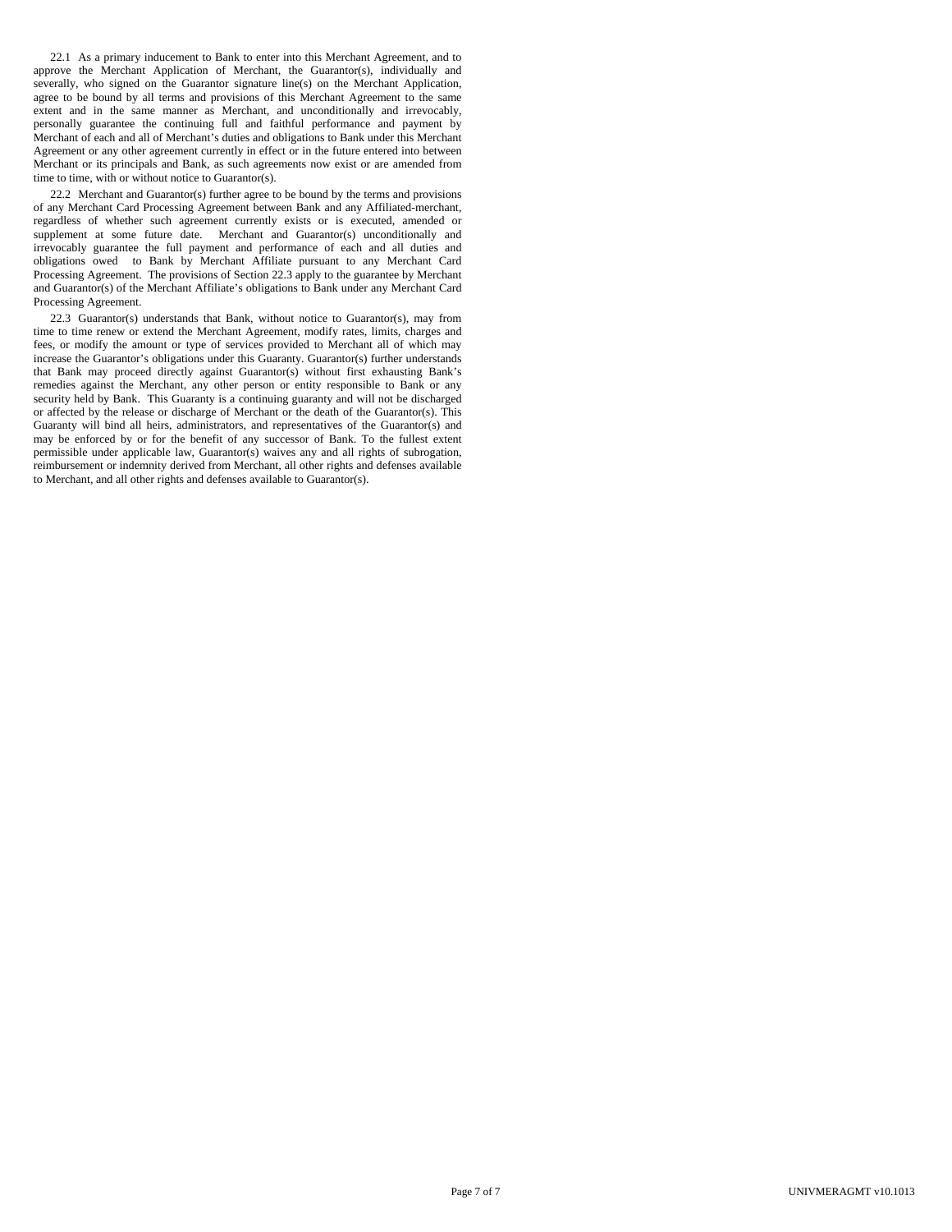22.1 As a primary inducement to Bank to enter into this Merchant Agreement, and to approve the Merchant Application of Merchant, the Guarantor(s), individually and severally, who signed on the Guarantor signature line(s) on the Merchant Application, agree to be bound by all terms and provisions of this Merchant Agreement to the same extent and in the same manner as Merchant, and unconditionally and irrevocably, personally guarantee the continuing full and faithful performance and payment by Merchant of each and all of Merchant's duties and obligations to Bank under this Merchant Agreement or any other agreement currently in effect or in the future entered into between Merchant or its principals and Bank, as such agreements now exist or are amended from time to time, with or without notice to Guarantor(s).

22.2 Merchant and Guarantor(s) further agree to be bound by the terms and provisions of any Merchant Card Processing Agreement between Bank and any Affiliated-merchant, regardless of whether such agreement currently exists or is executed, amended or supplement at some future date. Merchant and Guarantor(s) unconditionally and irrevocably guarantee the full payment and performance of each and all duties and obligations owed to Bank by Merchant Affiliate pursuant to any Merchant Card Processing Agreement. The provisions of Section 22.3 apply to the guarantee by Merchant and Guarantor(s) of the Merchant Affiliate's obligations to Bank under any Merchant Card Processing Agreement.

22.3 Guarantor(s) understands that Bank, without notice to Guarantor(s), may from time to time renew or extend the Merchant Agreement, modify rates, limits, charges and fees, or modify the amount or type of services provided to Merchant all of which may increase the Guarantor's obligations under this Guaranty. Guarantor(s) further understands that Bank may proceed directly against Guarantor(s) without first exhausting Bank's remedies against the Merchant, any other person or entity responsible to Bank or any security held by Bank. This Guaranty is a continuing guaranty and will not be discharged or affected by the release or discharge of Merchant or the death of the Guarantor(s). This Guaranty will bind all heirs, administrators, and representatives of the Guarantor(s) and may be enforced by or for the benefit of any successor of Bank. To the fullest extent permissible under applicable law, Guarantor(s) waives any and all rights of subrogation, reimbursement or indemnity derived from Merchant, all other rights and defenses available to Merchant, and all other rights and defenses available to Guarantor(s).